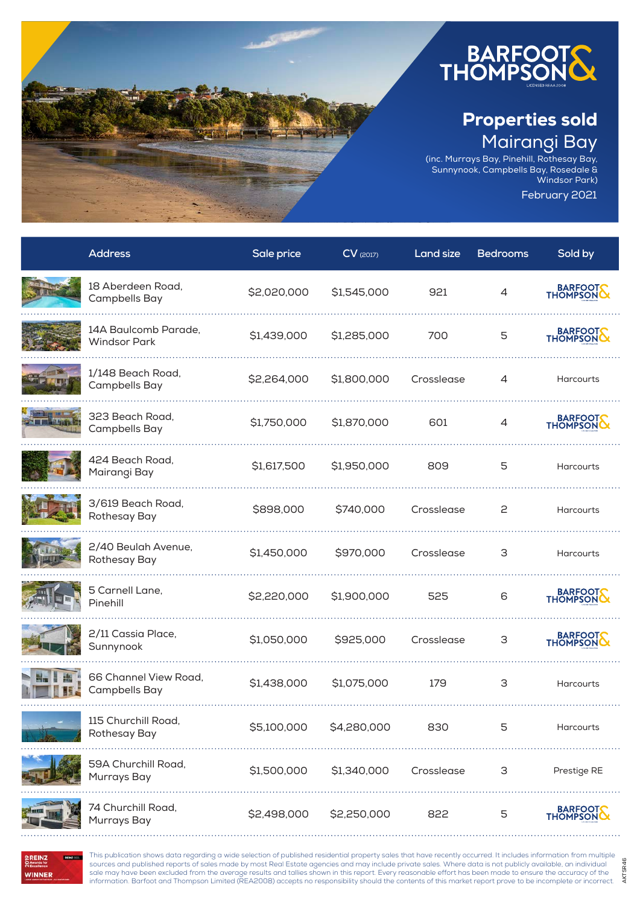BARFOOT & THOMPSON

LICENSED REAA 2008

# Properties sold

## Mairangi Bay

(inc. Murrays Bay, Pinehill, Rothesay Bay, Sunnynook, Campbells Bay, Rosedale & Windsor Park)

February 2021

| Address | Sale price | CV (2017) | Land size | Bedrooms | Sold by |
|---|---|---|---|---|---|
| 18 Aberdeen Road, Campbells Bay | $2,020,000 | $1,545,000 | 921 | 4 | Barfoot & Thompson |
| 14A Baulcomb Parade, Windsor Park | $1,439,000 | $1,285,000 | 700 | 5 | Barfoot & Thompson |
| 1/148 Beach Road, Campbells Bay | $2,264,000 | $1,800,000 | Crosslease | 4 | Harcourts |
| 323 Beach Road, Campbells Bay | $1,750,000 | $1,870,000 | 601 | 4 | Barfoot & Thompson |
| 424 Beach Road, Mairangi Bay | $1,617,500 | $1,950,000 | 809 | 5 | Harcourts |
| 3/619 Beach Road, Rothesay Bay | $898,000 | $740,000 | Crosslease | 2 | Harcourts |
| 2/40 Beulah Avenue, Rothesay Bay | $1,450,000 | $970,000 | Crosslease | 3 | Harcourts |
| 5 Carnell Lane, Pinehill | $2,220,000 | $1,900,000 | 525 | 6 | Barfoot & Thompson |
| 2/11 Cassia Place, Sunnynook | $1,050,000 | $925,000 | Crosslease | 3 | Barfoot & Thompson |
| 66 Channel View Road, Campbells Bay | $1,438,000 | $1,075,000 | 179 | 3 | Harcourts |
| 115 Churchill Road, Rothesay Bay | $5,100,000 | $4,280,000 | 830 | 5 | Harcourts |
| 59A Churchill Road, Murrays Bay | $1,500,000 | $1,340,000 | Crosslease | 3 | Prestige RE |
| 74 Churchill Road, Murrays Bay | $2,498,000 | $2,250,000 | 822 | 5 | Barfoot & Thompson |

REINZ Awards for Excellence WINNER

This publication shows data regarding a wide selection of published residential property sales that have recently occurred. It includes information from multiple sources and published reports of sales made by most Real Estate agencies and may include private sales. Where data is not publicly available, an individual sale may have been excluded from the average results and tallies shown in this report. Every reasonable effort has been made to ensure the accuracy of the information. Barfoot and Thompson Limited (REA2008) accepts no responsibility should the contents of this market report prove to be incomplete or incorrect.

AKT5R46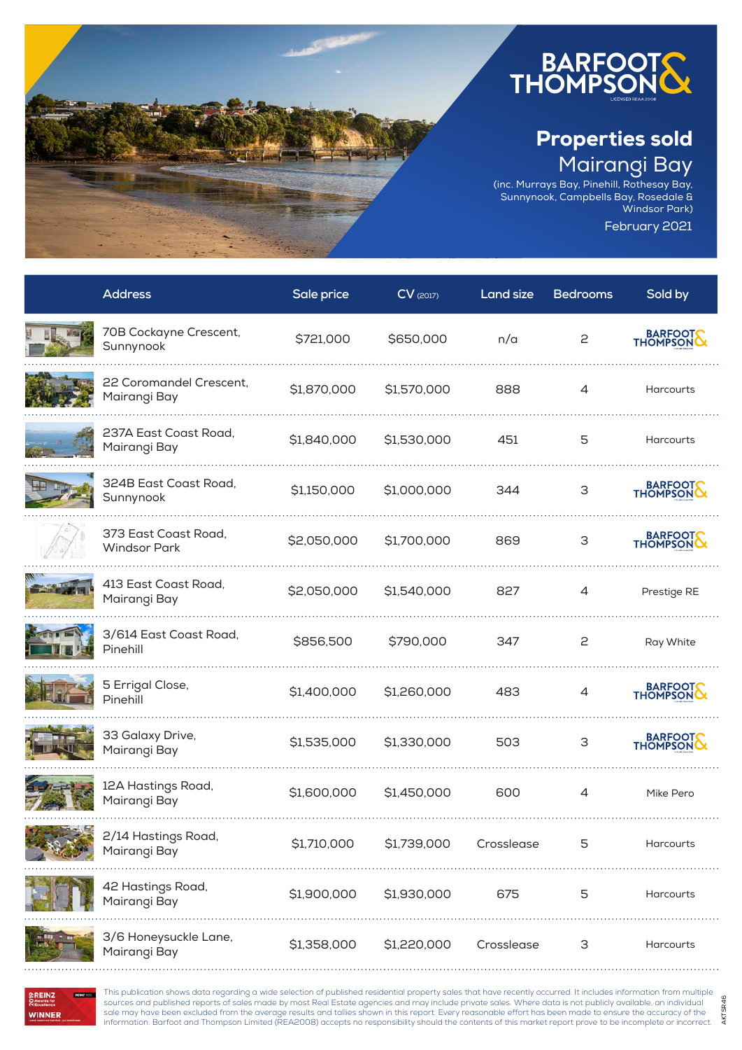BARFOOT & THOMPSON

LICENSED REAA 2008

# Properties sold

## Mairangi Bay

(inc. Murrays Bay, Pinehill, Rothesay Bay, Sunnynook, Campbells Bay, Rosedale & Windsor Park)

February 2021

| Address | Sale price | CV (2017) | Land size | Bedrooms | Sold by |
|---|---|---|---|---|---|
| 70B Cockayne Crescent, Sunnynook | $721,000 | $650,000 | n/a | 2 | Barfoot & Thompson |
| 22 Coromandel Crescent, Mairangi Bay | $1,870,000 | $1,570,000 | 888 | 4 | Harcourts |
| 237A East Coast Road, Mairangi Bay | $1,840,000 | $1,530,000 | 451 | 5 | Harcourts |
| 324B East Coast Road, Sunnynook | $1,150,000 | $1,000,000 | 344 | 3 | Barfoot & Thompson |
| 373 East Coast Road, Windsor Park | $2,050,000 | $1,700,000 | 869 | 3 | Barfoot & Thompson |
| 413 East Coast Road, Mairangi Bay | $2,050,000 | $1,540,000 | 827 | 4 | Prestige RE |
| 3/614 East Coast Road, Pinehill | $856,500 | $790,000 | 347 | 2 | Ray White |
| 5 Errigal Close, Pinehill | $1,400,000 | $1,260,000 | 483 | 4 | Barfoot & Thompson |
| 33 Galaxy Drive, Mairangi Bay | $1,535,000 | $1,330,000 | 503 | 3 | Barfoot & Thompson |
| 12A Hastings Road, Mairangi Bay | $1,600,000 | $1,450,000 | 600 | 4 | Mike Pero |
| 2/14 Hastings Road, Mairangi Bay | $1,710,000 | $1,739,000 | Crosslease | 5 | Harcourts |
| 42 Hastings Road, Mairangi Bay | $1,900,000 | $1,930,000 | 675 | 5 | Harcourts |
| 3/6 Honeysuckle Lane, Mairangi Bay | $1,358,000 | $1,220,000 | Crosslease | 3 | Harcourts |

REINZ Awards for Excellence WINNER

This publication shows data regarding a wide selection of published residential property sales that have recently occurred. It includes information from multiple sources and published reports of sales made by most Real Estate agencies and may include private sales. Where data is not publicly available, an individual sale may have been excluded from the average results and tallies shown in this report. Every reasonable effort has been made to ensure the accuracy of the information. Barfoot and Thompson Limited (REA2008) accepts no responsibility should the contents of this market report prove to be incomplete or incorrect.

AKTSR46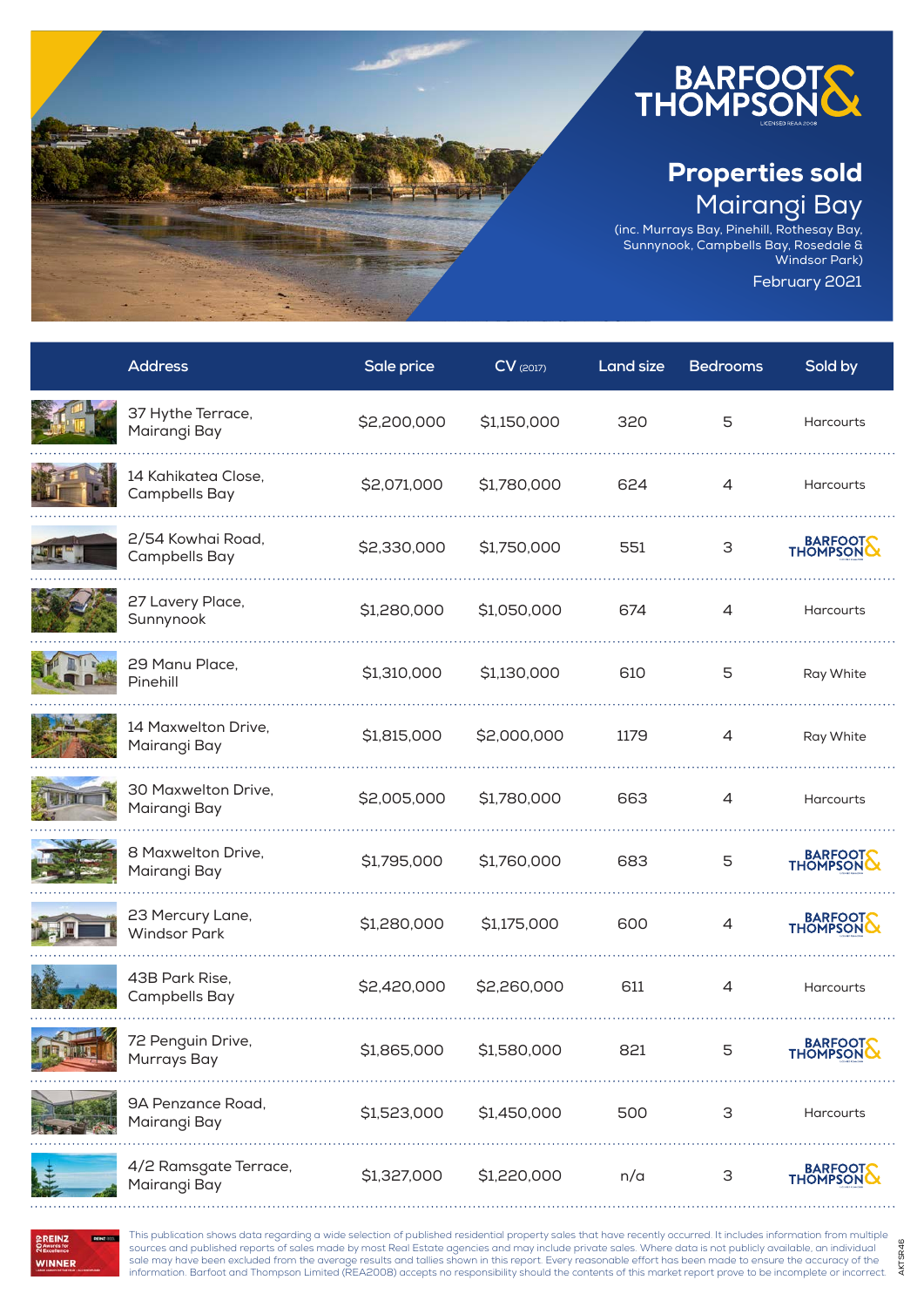# Properties sold

## Mairangi Bay

(inc. Murrays Bay, Pinehill, Rothesay Bay, Sunnynook, Campbells Bay, Rosedale & Windsor Park)

February 2021

| Address | Sale price | CV (2017) | Land size | Bedrooms | Sold by |
|---|---|---|---|---|---|
| 37 Hythe Terrace, Mairangi Bay | $2,200,000 | $1,150,000 | 320 | 5 | Harcourts |
| 14 Kahikatea Close, Campbells Bay | $2,071,000 | $1,780,000 | 624 | 4 | Harcourts |
| 2/54 Kowhai Road, Campbells Bay | $2,330,000 | $1,750,000 | 551 | 3 | Barfoot & Thompson |
| 27 Lavery Place, Sunnynook | $1,280,000 | $1,050,000 | 674 | 4 | Harcourts |
| 29 Manu Place, Pinehill | $1,310,000 | $1,130,000 | 610 | 5 | Ray White |
| 14 Maxwelton Drive, Mairangi Bay | $1,815,000 | $2,000,000 | 1179 | 4 | Ray White |
| 30 Maxwelton Drive, Mairangi Bay | $2,005,000 | $1,780,000 | 663 | 4 | Harcourts |
| 8 Maxwelton Drive, Mairangi Bay | $1,795,000 | $1,760,000 | 683 | 5 | Barfoot & Thompson |
| 23 Mercury Lane, Windsor Park | $1,280,000 | $1,175,000 | 600 | 4 | Barfoot & Thompson |
| 43B Park Rise, Campbells Bay | $2,420,000 | $2,260,000 | 611 | 4 | Harcourts |
| 72 Penguin Drive, Murrays Bay | $1,865,000 | $1,580,000 | 821 | 5 | Barfoot & Thompson |
| 9A Penzance Road, Mairangi Bay | $1,523,000 | $1,450,000 | 500 | 3 | Harcourts |
| 4/2 Ramsgate Terrace, Mairangi Bay | $1,327,000 | $1,220,000 | n/a | 3 | Barfoot & Thompson |

This publication shows data regarding a wide selection of published residential property sales that have recently occurred. It includes information from multiple sources and published reports of sales made by most Real Estate agencies and may include private sales. Where data is not publicly available, an individual sale may have been excluded from the average results and tallies shown in this report. Every reasonable effort has been made to ensure the accuracy of the information. Barfoot and Thompson Limited (REA2008) accepts no responsibility should the contents of this market report prove to be incomplete or incorrect.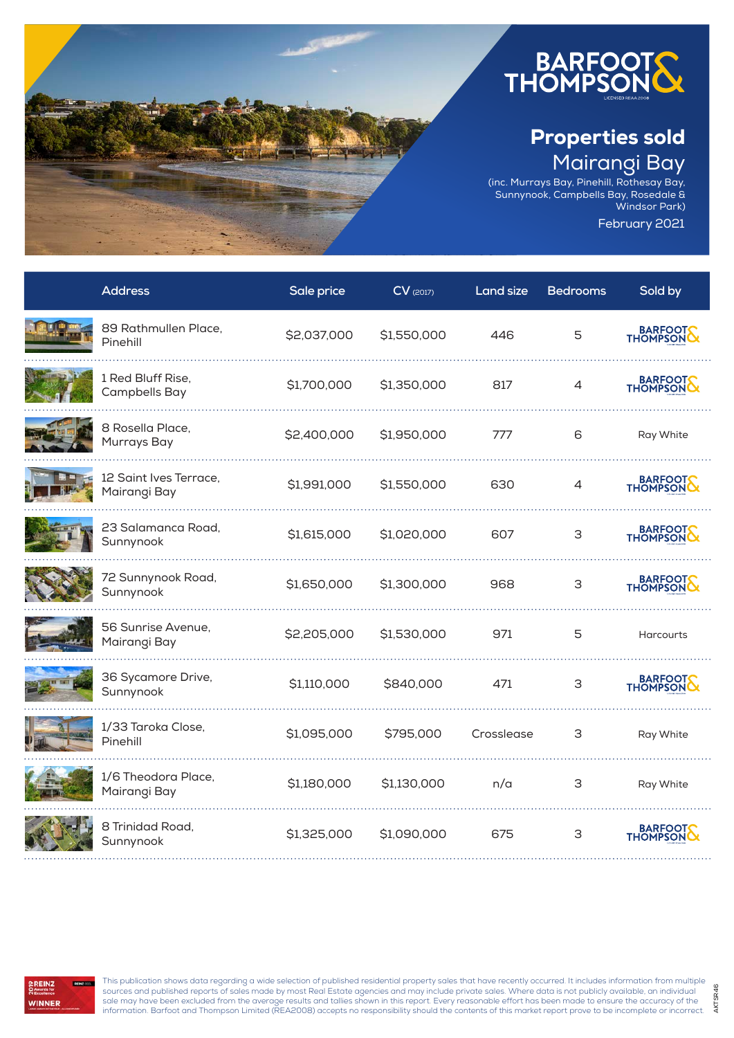# Properties sold

## Mairangi Bay

(inc. Murrays Bay, Pinehill, Rothesay Bay, Sunnynook, Campbells Bay, Rosedale & Windsor Park)

February 2021

| Address | Sale price | CV (2017) | Land size | Bedrooms | Sold by |
|---|---|---|---|---|---|
| 89 Rathmullen Place, Pinehill | $2,037,000 | $1,550,000 | 446 | 5 | Barfoot & Thompson |
| 1 Red Bluff Rise, Campbells Bay | $1,700,000 | $1,350,000 | 817 | 4 | Barfoot & Thompson |
| 8 Rosella Place, Murrays Bay | $2,400,000 | $1,950,000 | 777 | 6 | Ray White |
| 12 Saint Ives Terrace, Mairangi Bay | $1,991,000 | $1,550,000 | 630 | 4 | Barfoot & Thompson |
| 23 Salamanca Road, Sunnynook | $1,615,000 | $1,020,000 | 607 | 3 | Barfoot & Thompson |
| 72 Sunnynook Road, Sunnynook | $1,650,000 | $1,300,000 | 968 | 3 | Barfoot & Thompson |
| 56 Sunrise Avenue, Mairangi Bay | $2,205,000 | $1,530,000 | 971 | 5 | Harcourts |
| 36 Sycamore Drive, Sunnynook | $1,110,000 | $840,000 | 471 | 3 | Barfoot & Thompson |
| 1/33 Taroka Close, Pinehill | $1,095,000 | $795,000 | Crosslease | 3 | Ray White |
| 1/6 Theodora Place, Mairangi Bay | $1,180,000 | $1,130,000 | n/a | 3 | Ray White |
| 8 Trinidad Road, Sunnynook | $1,325,000 | $1,090,000 | 675 | 3 | Barfoot & Thompson |

This publication shows data regarding a wide selection of published residential property sales that have recently occurred. It includes information from multiple sources and published reports of sales made by most Real Estate agencies and may include private sales. Where data is not publicly available, an individual sale may have been excluded from the average results and tallies shown in this report. Every reasonable effort has been made to ensure the accuracy of the information. Barfoot and Thompson Limited (REA2008) accepts no responsibility should the contents of this market report prove to be incomplete or incorrect.